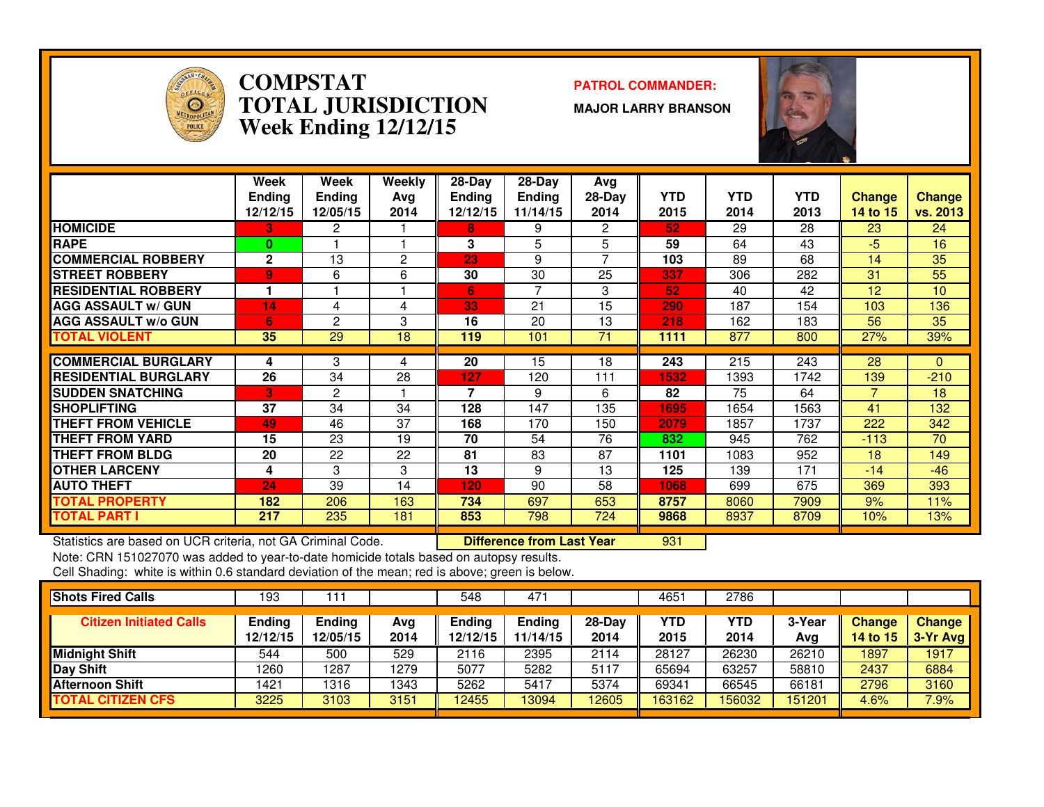# COMPSTAT TOTAL JURISDICTION Week Ending 12/12/15

**PATROL COMMANDER:**

**MAJOR LARRY BRANSON**

| | Week Ending 12/12/15 | Week Ending 12/05/15 | Weekly Avg 2014 | 28-Day Ending 12/12/15 | 28-Day Ending 11/14/15 | Avg 28-Day 2014 | YTD 2015 | YTD 2014 | YTD 2013 | Change 14 to 15 | Change vs. 2013 |
|---|---|---|---|---|---|---|---|---|---|---|---|
| **HOMICIDE** | 3 | 2 | 1 | 8 | 9 | 2 | 52 | 29 | 28 | 23 | 24 |
| **RAPE** | 0 | 1 | 1 | 3 | 5 | 5 | 59 | 64 | 43 | -5 | 16 |
| **COMMERCIAL ROBBERY** | 2 | 13 | 2 | 23 | 9 | 7 | 103 | 89 | 68 | 14 | 35 |
| **STREET ROBBERY** | 9 | 6 | 6 | 30 | 30 | 25 | 337 | 306 | 282 | 31 | 55 |
| **RESIDENTIAL ROBBERY** | 1 | 1 | 1 | 6 | 7 | 3 | 52 | 40 | 42 | 12 | 10 |
| **AGG ASSAULT w/ GUN** | 14 | 4 | 4 | 33 | 21 | 15 | 290 | 187 | 154 | 103 | 136 |
| **AGG ASSAULT w/o GUN** | 6 | 2 | 3 | 16 | 20 | 13 | 218 | 162 | 183 | 56 | 35 |
| **TOTAL VIOLENT** | 35 | 29 | 18 | 119 | 101 | 71 | 1111 | 877 | 800 | 27% | 39% |
| **COMMERCIAL BURGLARY** | 4 | 3 | 4 | 20 | 15 | 18 | 243 | 215 | 243 | 28 | 0 |
| **RESIDENTIAL BURGLARY** | 26 | 34 | 28 | 127 | 120 | 111 | 1532 | 1393 | 1742 | 139 | -210 |
| **SUDDEN SNATCHING** | 3 | 2 | 1 | 7 | 9 | 6 | 82 | 75 | 64 | 7 | 18 |
| **SHOPLIFTING** | 37 | 34 | 34 | 128 | 147 | 135 | 1695 | 1654 | 1563 | 41 | 132 |
| **THEFT FROM VEHICLE** | 49 | 46 | 37 | 168 | 170 | 150 | 2079 | 1857 | 1737 | 222 | 342 |
| **THEFT FROM YARD** | 15 | 23 | 19 | 70 | 54 | 76 | 832 | 945 | 762 | -113 | 70 |
| **THEFT FROM BLDG** | 20 | 22 | 22 | 81 | 83 | 87 | 1101 | 1083 | 952 | 18 | 149 |
| **OTHER LARCENY** | 4 | 3 | 3 | 13 | 9 | 13 | 125 | 139 | 171 | -14 | -46 |
| **AUTO THEFT** | 24 | 39 | 14 | 120 | 90 | 58 | 1068 | 699 | 675 | 369 | 393 |
| **TOTAL PROPERTY** | 182 | 206 | 163 | 734 | 697 | 653 | 8757 | 8060 | 7909 | 9% | 11% |
| **TOTAL PART I** | 217 | 235 | 181 | 853 | 798 | 724 | 9868 | 8937 | 8709 | 10% | 13% |

Statistics are based on UCR criteria, not GA Criminal Code. **Difference from Last Year** 931

Note: CRN 151027070 was added to year-to-date homicide totals based on autopsy results.

Cell Shading: white is within 0.6 standard deviation of the mean; red is above; green is below.

| **Shots Fired Calls** | 193 | 111 | | 548 | 471 | | 4651 | 2786 | | | |
|---|---|---|---|---|---|---|---|---|---|---|---|
| **Citizen Initiated Calls** | **Ending 12/12/15** | **Ending 12/05/15** | **Avg 2014** | **Ending 12/12/15** | **Ending 11/14/15** | **28-Day 2014** | **YTD 2015** | **YTD 2014** | **3-Year Avg** | **Change 14 to 15** | **Change 3-Yr Avg** |
| **Midnight Shift** | 544 | 500 | 529 | 2116 | 2395 | 2114 | 28127 | 26230 | 26210 | 1897 | 1917 |
| **Day Shift** | 1260 | 1287 | 1279 | 5077 | 5282 | 5117 | 65694 | 63257 | 58810 | 2437 | 6884 |
| **Afternoon Shift** | 1421 | 1316 | 1343 | 5262 | 5417 | 5374 | 69341 | 66545 | 66181 | 2796 | 3160 |
| **TOTAL CITIZEN CFS** | 3225 | 3103 | 3151 | 12455 | 13094 | 12605 | 163162 | 156032 | 151201 | 4.6% | 7.9% |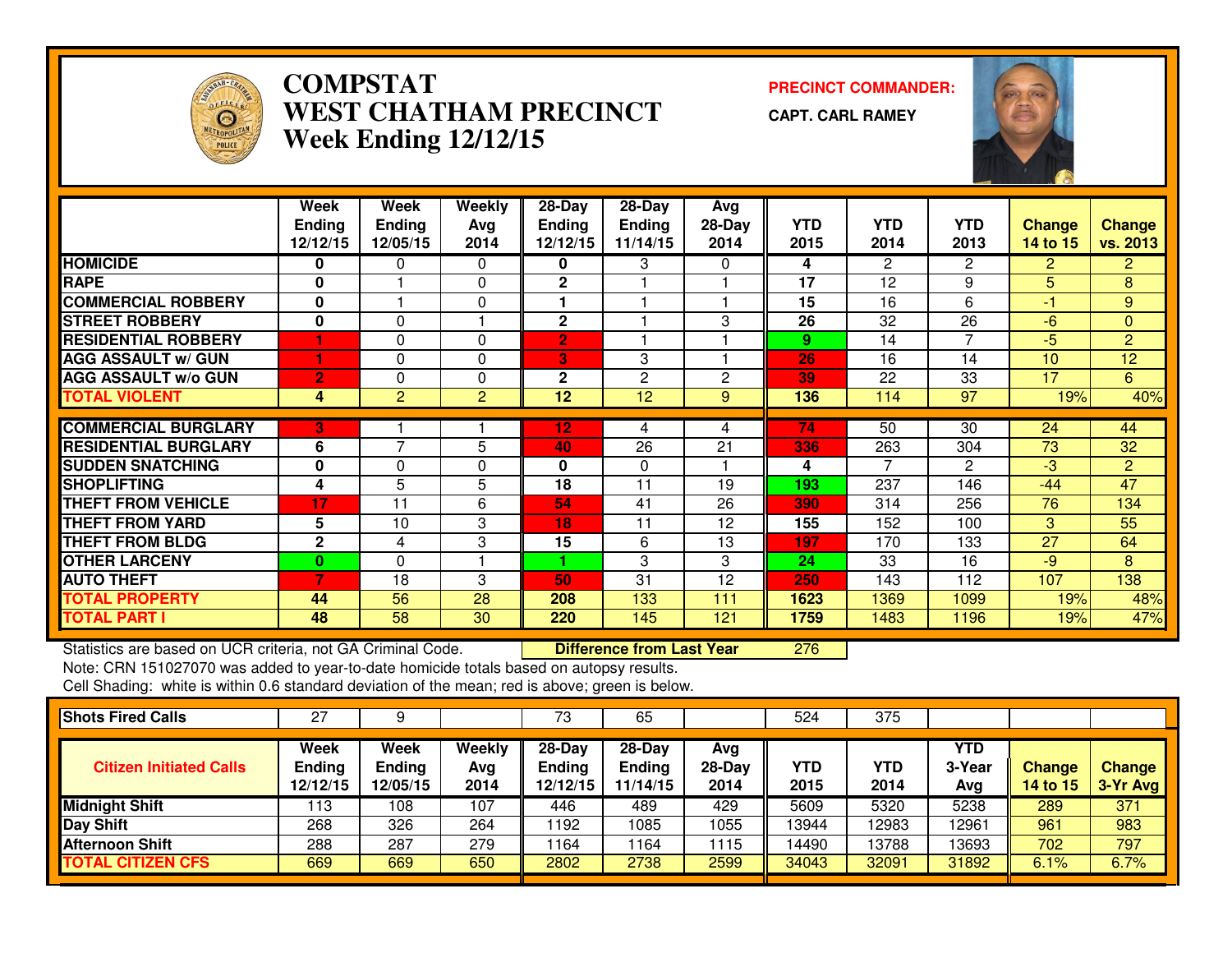# COMPSTAT
# WEST CHATHAM PRECINCT
## Week Ending 12/12/15

**PRECINCT COMMANDER:**
**CAPT. CARL RAMEY**

| | Week Ending 12/12/15 | Week Ending 12/05/15 | Weekly Avg 2014 | 28-Day Ending 12/12/15 | 28-Day Ending 11/14/15 | Avg 28-Day 2014 | YTD 2015 | YTD 2014 | YTD 2013 | Change 14 to 15 | Change vs. 2013 |
|---|---|---|---|---|---|---|---|---|---|---|---|
| HOMICIDE | 0 | 0 | 0 | 0 | 3 | 0 | 4 | 2 | 2 | 2 | 2 |
| RAPE | 0 | 1 | 0 | 2 | 1 | 1 | 17 | 12 | 9 | 5 | 8 |
| COMMERCIAL ROBBERY | 0 | 1 | 0 | 1 | 1 | 1 | 15 | 16 | 6 | -1 | 9 |
| STREET ROBBERY | 0 | 0 | 1 | 2 | 1 | 3 | 26 | 32 | 26 | -6 | 0 |
| RESIDENTIAL ROBBERY | 1 | 0 | 0 | 2 | 1 | 1 | 9 | 14 | 7 | -5 | 2 |
| AGG ASSAULT w/ GUN | 1 | 0 | 0 | 3 | 3 | 1 | 26 | 16 | 14 | 10 | 12 |
| AGG ASSAULT w/o GUN | 2 | 0 | 0 | 2 | 2 | 2 | 39 | 22 | 33 | 17 | 6 |
| TOTAL VIOLENT | 4 | 2 | 2 | 12 | 12 | 9 | 136 | 114 | 97 | 19% | 40% |
| COMMERCIAL BURGLARY | 3 | 1 | 1 | 12 | 4 | 4 | 74 | 50 | 30 | 24 | 44 |
| RESIDENTIAL BURGLARY | 6 | 7 | 5 | 40 | 26 | 21 | 336 | 263 | 304 | 73 | 32 |
| SUDDEN SNATCHING | 0 | 0 | 0 | 0 | 0 | 1 | 4 | 7 | 2 | -3 | 2 |
| SHOPLIFTING | 4 | 5 | 5 | 18 | 11 | 19 | 193 | 237 | 146 | -44 | 47 |
| THEFT FROM VEHICLE | 17 | 11 | 6 | 54 | 41 | 26 | 390 | 314 | 256 | 76 | 134 |
| THEFT FROM YARD | 5 | 10 | 3 | 18 | 11 | 12 | 155 | 152 | 100 | 3 | 55 |
| THEFT FROM BLDG | 2 | 4 | 3 | 15 | 6 | 13 | 197 | 170 | 133 | 27 | 64 |
| OTHER LARCENY | 0 | 0 | 1 | 1 | 3 | 3 | 24 | 33 | 16 | -9 | 8 |
| AUTO THEFT | 7 | 18 | 3 | 50 | 31 | 12 | 250 | 143 | 112 | 107 | 138 |
| TOTAL PROPERTY | 44 | 56 | 28 | 208 | 133 | 111 | 1623 | 1369 | 1099 | 19% | 48% |
| TOTAL PART I | 48 | 58 | 30 | 220 | 145 | 121 | 1759 | 1483 | 1196 | 19% | 47% |

Statistics are based on UCR criteria, not GA Criminal Code. **Difference from Last Year** 276

Note: CRN 151027070 was added to year-to-date homicide totals based on autopsy results.

Cell Shading: white is within 0.6 standard deviation of the mean; red is above; green is below.

| Shots Fired Calls | 27 | 9 | | 73 | 65 | | 524 | 375 | | | |
|---|---|---|---|---|---|---|---|---|---|---|---|
| **Citizen Initiated Calls** | **Week Ending 12/12/15** | **Week Ending 12/05/15** | **Weekly Avg 2014** | **28-Day Ending 12/12/15** | **28-Day Ending 11/14/15** | **Avg 28-Day 2014** | **YTD 2015** | **YTD 2014** | **YTD 3-Year Avg** | **Change 14 to 15** | **Change 3-Yr Avg** |
| Midnight Shift | 113 | 108 | 107 | 446 | 489 | 429 | 5609 | 5320 | 5238 | 289 | 371 |
| Day Shift | 268 | 326 | 264 | 1192 | 1085 | 1055 | 13944 | 12983 | 12961 | 961 | 983 |
| Afternoon Shift | 288 | 287 | 279 | 1164 | 1164 | 1115 | 14490 | 13788 | 13693 | 702 | 797 |
| TOTAL CITIZEN CFS | 669 | 669 | 650 | 2802 | 2738 | 2599 | 34043 | 32091 | 31892 | 6.1% | 6.7% |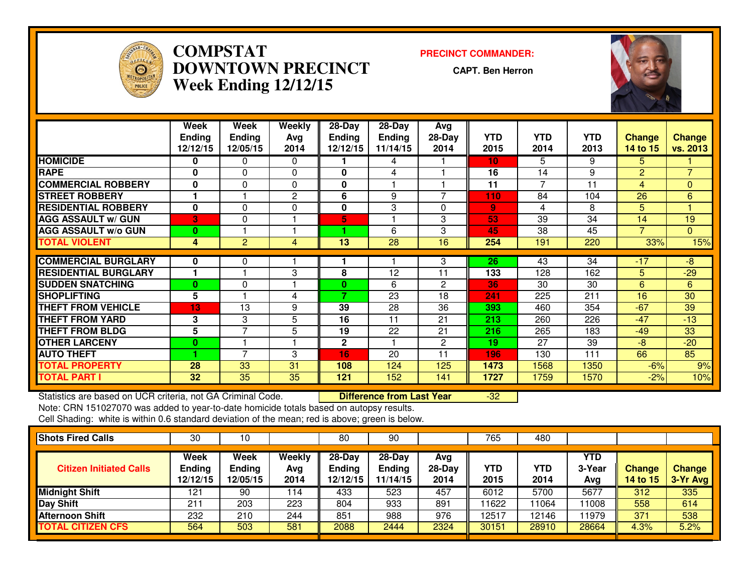# COMPSTAT DOWNTOWN PRECINCT Week Ending 12/12/15

**PRECINCT COMMANDER:**

**CAPT. Ben Herron**

| | Week Ending 12/12/15 | Week Ending 12/05/15 | Weekly Avg 2014 | 28-Day Ending 12/12/15 | 28-Day Ending 11/14/15 | Avg 28-Day 2014 | YTD 2015 | YTD 2014 | YTD 2013 | Change 14 to 15 | Change vs. 2013 |
|---|---|---|---|---|---|---|---|---|---|---|---|
| HOMICIDE | 0 | 0 | 0 | 1 | 4 | 1 | 10 | 5 | 9 | 5 | 1 |
| RAPE | 0 | 0 | 0 | 0 | 4 | 1 | 16 | 14 | 9 | 2 | 7 |
| COMMERCIAL ROBBERY | 0 | 0 | 0 | 0 | 1 | 1 | 11 | 7 | 11 | 4 | 0 |
| STREET ROBBERY | 1 | 1 | 2 | 6 | 9 | 7 | 110 | 84 | 104 | 26 | 6 |
| RESIDENTIAL ROBBERY | 0 | 0 | 0 | 0 | 3 | 0 | 9 | 4 | 8 | 5 | 1 |
| AGG ASSAULT w/ GUN | 3 | 0 | 1 | 5 | 1 | 3 | 53 | 39 | 34 | 14 | 19 |
| AGG ASSAULT w/o GUN | 0 | 1 | 1 | 1 | 6 | 3 | 45 | 38 | 45 | 7 | 0 |
| TOTAL VIOLENT | 4 | 2 | 4 | 13 | 28 | 16 | 254 | 191 | 220 | 33% | 15% |
| COMMERCIAL BURGLARY | 0 | 0 | 1 | 1 | 1 | 3 | 26 | 43 | 34 | -17 | -8 |
| RESIDENTIAL BURGLARY | 1 | 1 | 3 | 8 | 12 | 11 | 133 | 128 | 162 | 5 | -29 |
| SUDDEN SNATCHING | 0 | 0 | 1 | 0 | 6 | 2 | 36 | 30 | 30 | 6 | 6 |
| SHOPLIFTING | 5 | 1 | 4 | 7 | 23 | 18 | 241 | 225 | 211 | 16 | 30 |
| THEFT FROM VEHICLE | 13 | 13 | 9 | 39 | 28 | 36 | 393 | 460 | 354 | -67 | 39 |
| THEFT FROM YARD | 3 | 3 | 5 | 16 | 11 | 21 | 213 | 260 | 226 | -47 | -13 |
| THEFT FROM BLDG | 5 | 7 | 5 | 19 | 22 | 21 | 216 | 265 | 183 | -49 | 33 |
| OTHER LARCENY | 0 | 1 | 1 | 2 | 1 | 2 | 19 | 27 | 39 | -8 | -20 |
| AUTO THEFT | 1 | 7 | 3 | 16 | 20 | 11 | 196 | 130 | 111 | 66 | 85 |
| TOTAL PROPERTY | 28 | 33 | 31 | 108 | 124 | 125 | 1473 | 1568 | 1350 | -6% | 9% |
| TOTAL PART I | 32 | 35 | 35 | 121 | 152 | 141 | 1727 | 1759 | 1570 | -2% | 10% |

Statistics are based on UCR criteria, not GA Criminal Code. **Difference from Last Year** -32

Note: CRN 151027070 was added to year-to-date homicide totals based on autopsy results.

Cell Shading: white is within 0.6 standard deviation of the mean; red is above; green is below.

| Shots Fired Calls | 30 | 10 | | 80 | 90 | | 765 | 480 | | | |
|---|---|---|---|---|---|---|---|---|---|---|---|
| **Citizen Initiated Calls** | **Week Ending 12/12/15** | **Week Ending 12/05/15** | **Weekly Avg 2014** | **28-Day Ending 12/12/15** | **28-Day Ending 11/14/15** | **Avg 28-Day 2014** | **YTD 2015** | **YTD 2014** | **YTD 3-Year Avg** | **Change 14 to 15** | **Change 3-Yr Avg** |
| Midnight Shift | 121 | 90 | 114 | 433 | 523 | 457 | 6012 | 5700 | 5677 | 312 | 335 |
| Day Shift | 211 | 203 | 223 | 804 | 933 | 891 | 11622 | 11064 | 11008 | 558 | 614 |
| Afternoon Shift | 232 | 210 | 244 | 851 | 988 | 976 | 12517 | 12146 | 11979 | 371 | 538 |
| TOTAL CITIZEN CFS | 564 | 503 | 581 | 2088 | 2444 | 2324 | 30151 | 28910 | 28664 | 4.3% | 5.2% |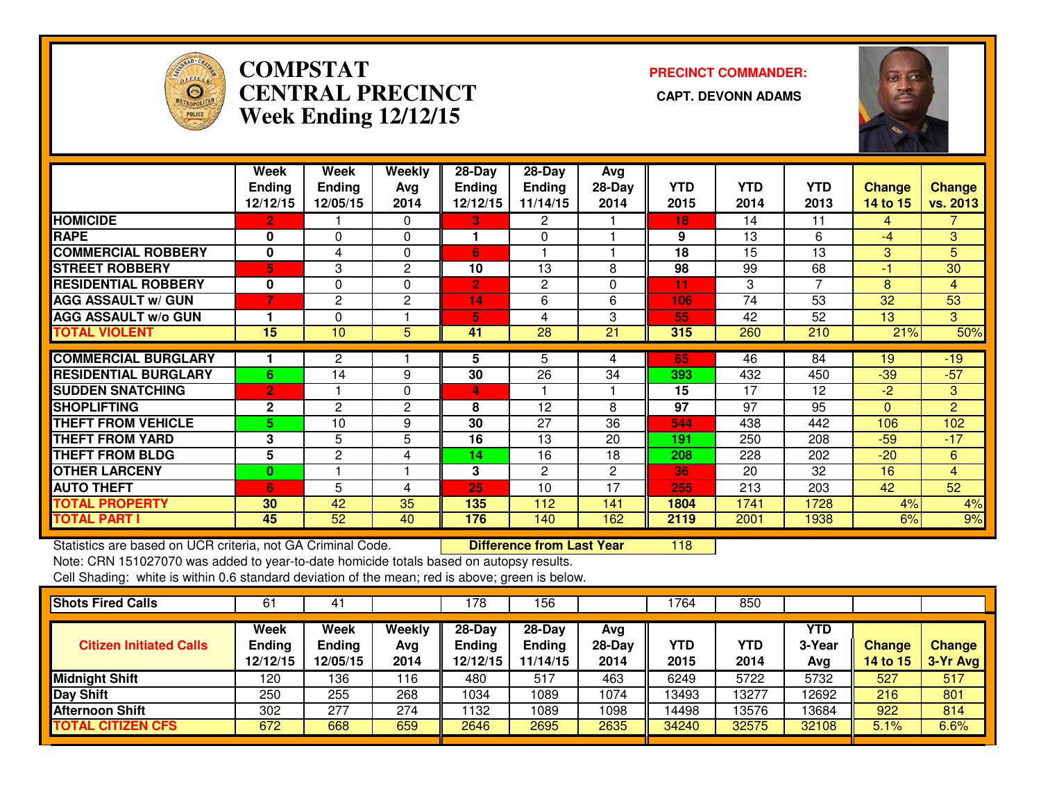# COMPSTAT CENTRAL PRECINCT
## Week Ending 12/12/15

**PRECINCT COMMANDER:**

**CAPT. DEVONN ADAMS**

| | Week Ending 12/12/15 | Week Ending 12/05/15 | Weekly Avg 2014 | 28-Day Ending 12/12/15 | 28-Day Ending 11/14/15 | Avg 28-Day 2014 | YTD 2015 | YTD 2014 | YTD 2013 | Change 14 to 15 | Change vs. 2013 |
|---|---|---|---|---|---|---|---|---|---|---|---|
| HOMICIDE | 2 | 1 | 0 | 3 | 2 | 1 | 18 | 14 | 11 | 4 | 7 |
| RAPE | 0 | 0 | 0 | 1 | 0 | 1 | 9 | 13 | 6 | -4 | 3 |
| COMMERCIAL ROBBERY | 0 | 4 | 0 | 6 | 1 | 1 | 18 | 15 | 13 | 3 | 5 |
| STREET ROBBERY | 5 | 3 | 2 | 10 | 13 | 8 | 98 | 99 | 68 | -1 | 30 |
| RESIDENTIAL ROBBERY | 0 | 0 | 0 | 2 | 2 | 0 | 11 | 3 | 7 | 8 | 4 |
| AGG ASSAULT w/ GUN | 7 | 2 | 2 | 14 | 6 | 6 | 106 | 74 | 53 | 32 | 53 |
| AGG ASSAULT w/o GUN | 1 | 0 | 1 | 5 | 4 | 3 | 55 | 42 | 52 | 13 | 3 |
| TOTAL VIOLENT | 15 | 10 | 5 | 41 | 28 | 21 | 315 | 260 | 210 | 21% | 50% |
| COMMERCIAL BURGLARY | 1 | 2 | 1 | 5 | 5 | 4 | 65 | 46 | 84 | 19 | -19 |
| RESIDENTIAL BURGLARY | 6 | 14 | 9 | 30 | 26 | 34 | 393 | 432 | 450 | -39 | -57 |
| SUDDEN SNATCHING | 2 | 1 | 0 | 4 | 1 | 1 | 15 | 17 | 12 | -2 | 3 |
| SHOPLIFTING | 2 | 2 | 2 | 8 | 12 | 8 | 97 | 97 | 95 | 0 | 2 |
| THEFT FROM VEHICLE | 5 | 10 | 9 | 30 | 27 | 36 | 544 | 438 | 442 | 106 | 102 |
| THEFT FROM YARD | 3 | 5 | 5 | 16 | 13 | 20 | 191 | 250 | 208 | -59 | -17 |
| THEFT FROM BLDG | 5 | 2 | 4 | 14 | 16 | 18 | 208 | 228 | 202 | -20 | 6 |
| OTHER LARCENY | 0 | 1 | 1 | 3 | 2 | 2 | 36 | 20 | 32 | 16 | 4 |
| AUTO THEFT | 6 | 5 | 4 | 25 | 10 | 17 | 255 | 213 | 203 | 42 | 52 |
| TOTAL PROPERTY | 30 | 42 | 35 | 135 | 112 | 141 | 1804 | 1741 | 1728 | 4% | 4% |
| TOTAL PART I | 45 | 52 | 40 | 176 | 140 | 162 | 2119 | 2001 | 1938 | 6% | 9% |

Statistics are based on UCR criteria, not GA Criminal Code. **Difference from Last Year** 118

Note: CRN 151027070 was added to year-to-date homicide totals based on autopsy results.

Cell Shading: white is within 0.6 standard deviation of the mean; red is above; green is below.

| Shots Fired Calls | 61 | 41 | | 178 | 156 | | 1764 | 850 | | | |
|---|---|---|---|---|---|---|---|---|---|---|---|
| **Citizen Initiated Calls** | **Week Ending 12/12/15** | **Week Ending 12/05/15** | **Weekly Avg 2014** | **28-Day Ending 12/12/15** | **28-Day Ending 11/14/15** | **Avg 28-Day 2014** | **YTD 2015** | **YTD 2014** | **YTD 3-Year Avg** | **Change 14 to 15** | **Change 3-Yr Avg** |
| Midnight Shift | 120 | 136 | 116 | 480 | 517 | 463 | 6249 | 5722 | 5732 | 527 | 517 |
| Day Shift | 250 | 255 | 268 | 1034 | 1089 | 1074 | 13493 | 13277 | 12692 | 216 | 801 |
| Afternoon Shift | 302 | 277 | 274 | 1132 | 1089 | 1098 | 14498 | 13576 | 13684 | 922 | 814 |
| TOTAL CITIZEN CFS | 672 | 668 | 659 | 2646 | 2695 | 2635 | 34240 | 32575 | 32108 | 5.1% | 6.6% |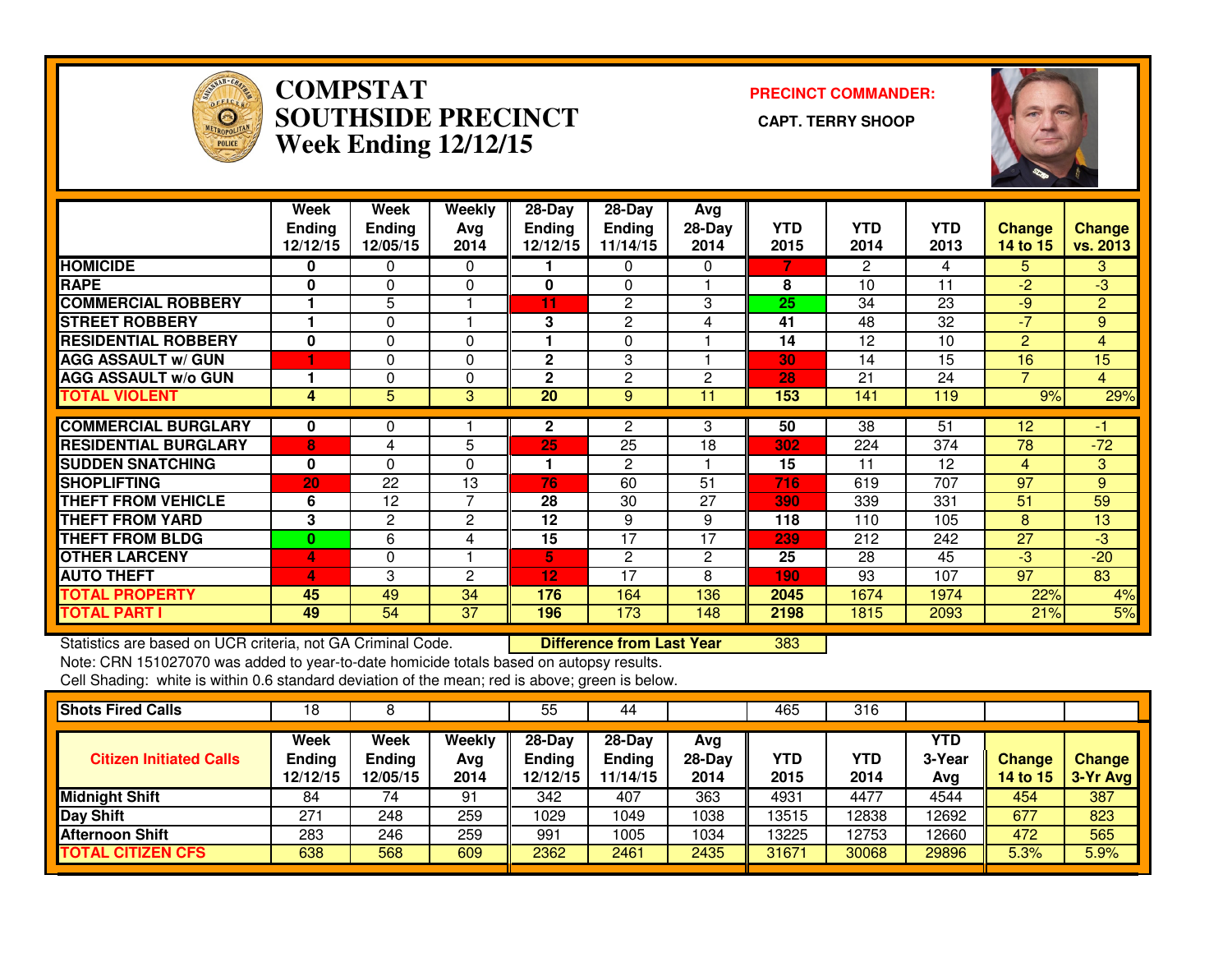# COMPSTAT
# SOUTHSIDE PRECINCT
## Week Ending 12/12/15

**PRECINCT COMMANDER:**

**CAPT. TERRY SHOOP**

| | Week Ending 12/12/15 | Week Ending 12/05/15 | Weekly Avg 2014 | 28-Day Ending 12/12/15 | 28-Day Ending 11/14/15 | Avg 28-Day 2014 | YTD 2015 | YTD 2014 | YTD 2013 | Change 14 to 15 | Change vs. 2013 |
|---|---|---|---|---|---|---|---|---|---|---|---|
| HOMICIDE | 0 | 0 | 0 | 1 | 0 | 0 | 7 | 2 | 4 | 5 | 3 |
| RAPE | 0 | 0 | 0 | 0 | 0 | 1 | 8 | 10 | 11 | -2 | -3 |
| COMMERCIAL ROBBERY | 1 | 5 | 1 | 11 | 2 | 3 | 25 | 34 | 23 | -9 | 2 |
| STREET ROBBERY | 1 | 0 | 1 | 3 | 2 | 4 | 41 | 48 | 32 | -7 | 9 |
| RESIDENTIAL ROBBERY | 0 | 0 | 0 | 1 | 0 | 1 | 14 | 12 | 10 | 2 | 4 |
| AGG ASSAULT w/ GUN | 1 | 0 | 0 | 2 | 3 | 1 | 30 | 14 | 15 | 16 | 15 |
| AGG ASSAULT w/o GUN | 1 | 0 | 0 | 2 | 2 | 2 | 28 | 21 | 24 | 7 | 4 |
| TOTAL VIOLENT | 4 | 5 | 3 | 20 | 9 | 11 | 153 | 141 | 119 | 9% | 29% |
| COMMERCIAL BURGLARY | 0 | 0 | 1 | 2 | 2 | 3 | 50 | 38 | 51 | 12 | -1 |
| RESIDENTIAL BURGLARY | 8 | 4 | 5 | 25 | 25 | 18 | 302 | 224 | 374 | 78 | -72 |
| SUDDEN SNATCHING | 0 | 0 | 0 | 1 | 2 | 1 | 15 | 11 | 12 | 4 | 3 |
| SHOPLIFTING | 20 | 22 | 13 | 76 | 60 | 51 | 716 | 619 | 707 | 97 | 9 |
| THEFT FROM VEHICLE | 6 | 12 | 7 | 28 | 30 | 27 | 390 | 339 | 331 | 51 | 59 |
| THEFT FROM YARD | 3 | 2 | 2 | 12 | 9 | 9 | 118 | 110 | 105 | 8 | 13 |
| THEFT FROM BLDG | 0 | 6 | 4 | 15 | 17 | 17 | 239 | 212 | 242 | 27 | -3 |
| OTHER LARCENY | 4 | 0 | 1 | 5 | 2 | 2 | 25 | 28 | 45 | -3 | -20 |
| AUTO THEFT | 4 | 3 | 2 | 12 | 17 | 8 | 190 | 93 | 107 | 97 | 83 |
| TOTAL PROPERTY | 45 | 49 | 34 | 176 | 164 | 136 | 2045 | 1674 | 1974 | 22% | 4% |
| TOTAL PART I | 49 | 54 | 37 | 196 | 173 | 148 | 2198 | 1815 | 2093 | 21% | 5% |

Statistics are based on UCR criteria, not GA Criminal Code. **Difference from Last Year** 383

Note: CRN 151027070 was added to year-to-date homicide totals based on autopsy results.

Cell Shading: white is within 0.6 standard deviation of the mean; red is above; green is below.

| Shots Fired Calls | 18 | 8 | | 55 | 44 | | 465 | 316 | | | |
|---|---|---|---|---|---|---|---|---|---|---|---|
| **Citizen Initiated Calls** | **Week Ending 12/12/15** | **Week Ending 12/05/15** | **Weekly Avg 2014** | **28-Day Ending 12/12/15** | **28-Day Ending 11/14/15** | **Avg 28-Day 2014** | **YTD 2015** | **YTD 2014** | **YTD 3-Year Avg** | **Change 14 to 15** | **Change 3-Yr Avg** |
| Midnight Shift | 84 | 74 | 91 | 342 | 407 | 363 | 4931 | 4477 | 4544 | 454 | 387 |
| Day Shift | 271 | 248 | 259 | 1029 | 1049 | 1038 | 13515 | 12838 | 12692 | 677 | 823 |
| Afternoon Shift | 283 | 246 | 259 | 991 | 1005 | 1034 | 13225 | 12753 | 12660 | 472 | 565 |
| TOTAL CITIZEN CFS | 638 | 568 | 609 | 2362 | 2461 | 2435 | 31671 | 30068 | 29896 | 5.3% | 5.9% |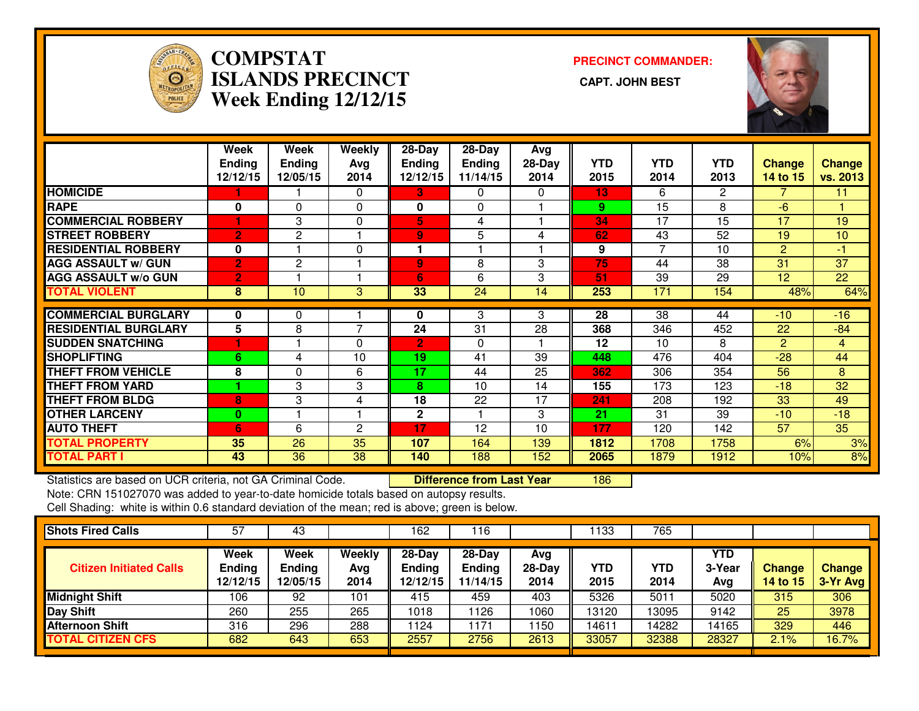# COMPSTAT ISLANDS PRECINCT
## Week Ending 12/12/15

**PRECINCT COMMANDER:**
**CAPT. JOHN BEST**

| | Week Ending 12/12/15 | Week Ending 12/05/15 | Weekly Avg 2014 | 28-Day Ending 12/12/15 | 28-Day Ending 11/14/15 | Avg 28-Day 2014 | YTD 2015 | YTD 2014 | YTD 2013 | Change 14 to 15 | Change vs. 2013 |
|---|---|---|---|---|---|---|---|---|---|---|---|
| HOMICIDE | 1 | 1 | 0 | 3 | 0 | 0 | 13 | 6 | 2 | 7 | 11 |
| RAPE | 0 | 0 | 0 | 0 | 0 | 1 | 9 | 15 | 8 | -6 | 1 |
| COMMERCIAL ROBBERY | 1 | 3 | 0 | 5 | 4 | 1 | 34 | 17 | 15 | 17 | 19 |
| STREET ROBBERY | 2 | 2 | 1 | 9 | 5 | 4 | 62 | 43 | 52 | 19 | 10 |
| RESIDENTIAL ROBBERY | 0 | 1 | 0 | 1 | 1 | 1 | 9 | 7 | 10 | 2 | -1 |
| AGG ASSAULT w/ GUN | 2 | 2 | 1 | 9 | 8 | 3 | 75 | 44 | 38 | 31 | 37 |
| AGG ASSAULT w/o GUN | 2 | 1 | 1 | 6 | 6 | 3 | 51 | 39 | 29 | 12 | 22 |
| TOTAL VIOLENT | 8 | 10 | 3 | 33 | 24 | 14 | 253 | 171 | 154 | 48% | 64% |
| COMMERCIAL BURGLARY | 0 | 0 | 1 | 0 | 3 | 3 | 28 | 38 | 44 | -10 | -16 |
| RESIDENTIAL BURGLARY | 5 | 8 | 7 | 24 | 31 | 28 | 368 | 346 | 452 | 22 | -84 |
| SUDDEN SNATCHING | 1 | 1 | 0 | 2 | 0 | 1 | 12 | 10 | 8 | 2 | 4 |
| SHOPLIFTING | 6 | 4 | 10 | 19 | 41 | 39 | 448 | 476 | 404 | -28 | 44 |
| THEFT FROM VEHICLE | 8 | 0 | 6 | 17 | 44 | 25 | 362 | 306 | 354 | 56 | 8 |
| THEFT FROM YARD | 1 | 3 | 3 | 8 | 10 | 14 | 155 | 173 | 123 | -18 | 32 |
| THEFT FROM BLDG | 8 | 3 | 4 | 18 | 22 | 17 | 241 | 208 | 192 | 33 | 49 |
| OTHER LARCENY | 0 | 1 | 1 | 2 | 1 | 3 | 21 | 31 | 39 | -10 | -18 |
| AUTO THEFT | 6 | 6 | 2 | 17 | 12 | 10 | 177 | 120 | 142 | 57 | 35 |
| TOTAL PROPERTY | 35 | 26 | 35 | 107 | 164 | 139 | 1812 | 1708 | 1758 | 6% | 3% |
| TOTAL PART I | 43 | 36 | 38 | 140 | 188 | 152 | 2065 | 1879 | 1912 | 10% | 8% |

Statistics are based on UCR criteria, not GA Criminal Code.

**Difference from Last Year** 186

Note: CRN 151027070 was added to year-to-date homicide totals based on autopsy results.

Cell Shading: white is within 0.6 standard deviation of the mean; red is above; green is below.

| | Week Ending 12/12/15 | Week Ending 12/05/15 | Weekly Avg 2014 | 28-Day Ending 12/12/15 | 28-Day Ending 11/14/15 | Avg 28-Day 2014 | YTD 2015 | YTD 2014 | YTD 3-Year Avg | Change 14 to 15 | Change 3-Yr Avg |
|---|---|---|---|---|---|---|---|---|---|---|---|
| Shots Fired Calls | 57 | 43 | | 162 | 116 | | 1133 | 765 | | | |
| **Citizen Initiated Calls** | | | | | | | | | | | |
| Midnight Shift | 106 | 92 | 101 | 415 | 459 | 403 | 5326 | 5011 | 5020 | 315 | 306 |
| Day Shift | 260 | 255 | 265 | 1018 | 1126 | 1060 | 13120 | 13095 | 9142 | 25 | 3978 |
| Afternoon Shift | 316 | 296 | 288 | 1124 | 1171 | 1150 | 14611 | 14282 | 14165 | 329 | 446 |
| TOTAL CITIZEN CFS | 682 | 643 | 653 | 2557 | 2756 | 2613 | 33057 | 32388 | 28327 | 2.1% | 16.7% |